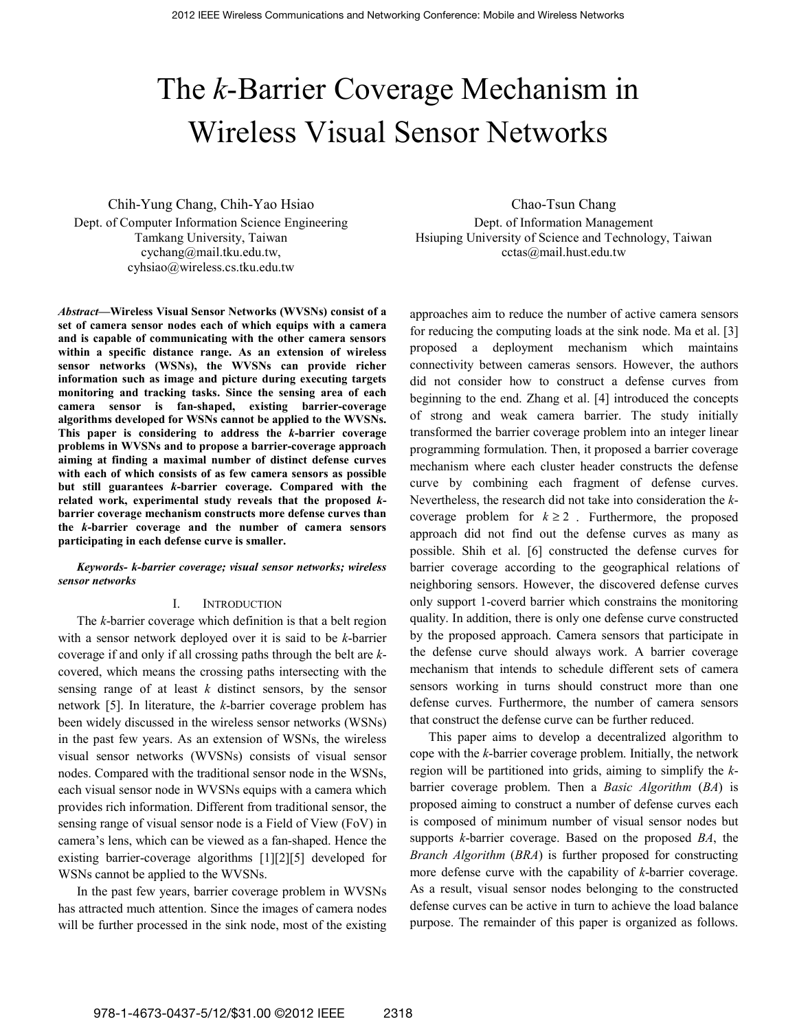# The *k*-Barrier Coverage Mechanism in Wireless Visual Sensor Networks

Chih-Yung Chang, Chih-Yao Hsiao
Dept. of Computer Information Science Engineering
Tamkang University, Taiwan
cychang@mail.tku.edu.tw,
cyhsiao@wireless.cs.tku.edu.tw

Chao-Tsun Chang
Dept. of Information Management
Hsiuping University of Science and Technology, Taiwan
cctas@mail.hust.edu.tw

***Abstract*—Wireless Visual Sensor Networks (WVSNs) consist of a set of camera sensor nodes each of which equips with a camera and is capable of communicating with the other camera sensors within a specific distance range. As an extension of wireless sensor networks (WSNs), the WVSNs can provide richer information such as image and picture during executing targets monitoring and tracking tasks. Since the sensing area of each camera sensor is fan-shaped, existing barrier-coverage algorithms developed for WSNs cannot be applied to the WVSNs. This paper is considering to address the *k*-barrier coverage problems in WVSNs and to propose a barrier-coverage approach aiming at finding a maximal number of distinct defense curves with each of which consists of as few camera sensors as possible but still guarantees *k*-barrier coverage. Compared with the related work, experimental study reveals that the proposed *k*-barrier coverage mechanism constructs more defense curves than the *k*-barrier coverage and the number of camera sensors participating in each defense curve is smaller.**

***Keywords- k-barrier coverage; visual sensor networks; wireless sensor networks***

## I. Introduction

The *k*-barrier coverage which definition is that a belt region with a sensor network deployed over it is said to be *k*-barrier coverage if and only if all crossing paths through the belt are *k*-covered, which means the crossing paths intersecting with the sensing range of at least *k* distinct sensors, by the sensor network [5]. In literature, the *k*-barrier coverage problem has been widely discussed in the wireless sensor networks (WSNs) in the past few years. As an extension of WSNs, the wireless visual sensor networks (WVSNs) consists of visual sensor nodes. Compared with the traditional sensor node in the WSNs, each visual sensor node in WVSNs equips with a camera which provides rich information. Different from traditional sensor, the sensing range of visual sensor node is a Field of View (FoV) in camera's lens, which can be viewed as a fan-shaped. Hence the existing barrier-coverage algorithms [1][2][5] developed for WSNs cannot be applied to the WVSNs.

In the past few years, barrier coverage problem in WVSNs has attracted much attention. Since the images of camera nodes will be further processed in the sink node, most of the existing approaches aim to reduce the number of active camera sensors for reducing the computing loads at the sink node. Ma et al. [3] proposed a deployment mechanism which maintains connectivity between cameras sensors. However, the authors did not consider how to construct a defense curves from beginning to the end. Zhang et al. [4] introduced the concepts of strong and weak camera barrier. The study initially transformed the barrier coverage problem into an integer linear programming formulation. Then, it proposed a barrier coverage mechanism where each cluster header constructs the defense curve by combining each fragment of defense curves. Nevertheless, the research did not take into consideration the *k*-coverage problem for $k \geq 2$. Furthermore, the proposed approach did not find out the defense curves as many as possible. Shih et al. [6] constructed the defense curves for barrier coverage according to the geographical relations of neighboring sensors. However, the discovered defense curves only support 1-coverd barrier which constrains the monitoring quality. In addition, there is only one defense curve constructed by the proposed approach. Camera sensors that participate in the defense curve should always work. A barrier coverage mechanism that intends to schedule different sets of camera sensors working in turns should construct more than one defense curves. Furthermore, the number of camera sensors that construct the defense curve can be further reduced.

This paper aims to develop a decentralized algorithm to cope with the *k*-barrier coverage problem. Initially, the network region will be partitioned into grids, aiming to simplify the *k*-barrier coverage problem. Then a *Basic Algorithm* (*BA*) is proposed aiming to construct a number of defense curves each is composed of minimum number of visual sensor nodes but supports *k*-barrier coverage. Based on the proposed *BA*, the *Branch Algorithm* (*BRA*) is further proposed for constructing more defense curve with the capability of *k*-barrier coverage. As a result, visual sensor nodes belonging to the constructed defense curves can be active in turn to achieve the load balance purpose. The remainder of this paper is organized as follows.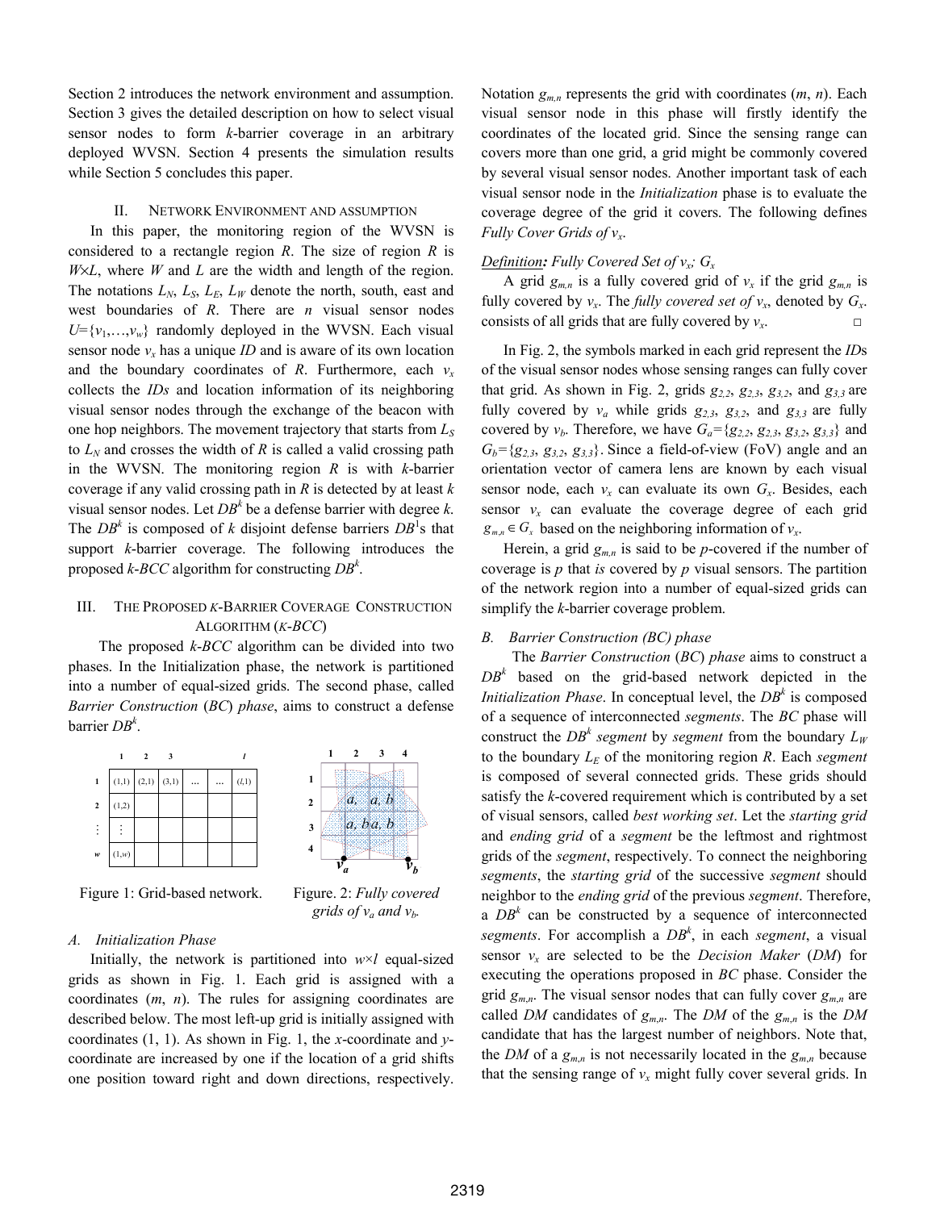Section 2 introduces the network environment and assumption. Section 3 gives the detailed description on how to select visual sensor nodes to form *k*-barrier coverage in an arbitrary deployed WVSN. Section 4 presents the simulation results while Section 5 concludes this paper.

## II. Network Environment and Assumption

In this paper, the monitoring region of the WVSN is considered to a rectangle region *R*. The size of region *R* is $W \times L$, where *W* and *L* are the width and length of the region. The notations $L_N$, $L_S$, $L_E$, $L_W$ denote the north, south, east and west boundaries of *R*. There are *n* visual sensor nodes $U=\{v_1,\ldots,v_w\}$ randomly deployed in the WVSN. Each visual sensor node $v_x$ has a unique *ID* and is aware of its own location and the boundary coordinates of *R*. Furthermore, each $v_x$ collects the *IDs* and location information of its neighboring visual sensor nodes through the exchange of the beacon with one hop neighbors. The movement trajectory that starts from $L_S$ to $L_N$ and crosses the width of *R* is called a valid crossing path in the WVSN. The monitoring region *R* is with *k*-barrier coverage if any valid crossing path in *R* is detected by at least *k* visual sensor nodes. Let $DB^k$ be a defense barrier with degree *k*. The $DB^k$ is composed of *k* disjoint defense barriers $DB^1$s that support *k*-barrier coverage. The following introduces the proposed *k-BCC* algorithm for constructing $DB^k$.

## III. The Proposed *k*-Barrier Coverage Construction Algorithm (*k-BCC*)

The proposed *k-BCC* algorithm can be divided into two phases. In the Initialization phase, the network is partitioned into a number of equal-sized grids. The second phase, called *Barrier Construction* (*BC*) *phase*, aims to construct a defense barrier $DB^k$.

Figure 1: Grid-based network.

Figure. 2: *Fully covered grids of $v_a$ and $v_b$.*

### A. Initialization Phase

Initially, the network is partitioned into $w \times l$ equal-sized grids as shown in Fig. 1. Each grid is assigned with a coordinates (*m*, *n*). The rules for assigning coordinates are described below. The most left-up grid is initially assigned with coordinates (1, 1). As shown in Fig. 1, the *x*-coordinate and *y*-coordinate are increased by one if the location of a grid shifts one position toward right and down directions, respectively. Notation $g_{m,n}$ represents the grid with coordinates (*m*, *n*). Each visual sensor node in this phase will firstly identify the coordinates of the located grid. Since the sensing range can covers more than one grid, a grid might be commonly covered by several visual sensor nodes. Another important task of each visual sensor node in the *Initialization* phase is to evaluate the coverage degree of the grid it covers. The following defines *Fully Cover Grids of $v_x$*.

***Definition:** Fully Covered Set of $v_x$; $G_x$*

A grid $g_{m,n}$ is a fully covered grid of $v_x$ if the grid $g_{m,n}$ is fully covered by $v_x$. The *fully covered set of $v_x$*, denoted by $G_x$. consists of all grids that are fully covered by $v_x$. □

In Fig. 2, the symbols marked in each grid represent the *ID*s of the visual sensor nodes whose sensing ranges can fully cover that grid. As shown in Fig. 2, grids $g_{2,2}$, $g_{2,3}$, $g_{3,2}$, and $g_{3,3}$ are fully covered by $v_a$ while grids $g_{2,3}$, $g_{3,2}$, and $g_{3,3}$ are fully covered by $v_b$. Therefore, we have $G_a=\{g_{2,2}, g_{2,3}, g_{3,2}, g_{3,3}\}$ and $G_b=\{g_{2,3}, g_{3,2}, g_{3,3}\}$. Since a field-of-view (FoV) angle and an orientation vector of camera lens are known by each visual sensor node, each $v_x$ can evaluate its own $G_x$. Besides, each sensor $v_x$ can evaluate the coverage degree of each grid $g_{m,n} \in G_x$ based on the neighboring information of $v_x$.

Herein, a grid $g_{m,n}$ is said to be *p*-covered if the number of coverage is *p* that *is* covered by *p* visual sensors. The partition of the network region into a number of equal-sized grids can simplify the *k*-barrier coverage problem.

### B. Barrier Construction (BC) phase

The *Barrier Construction* (*BC*) *phase* aims to construct a $DB^k$ based on the grid-based network depicted in the *Initialization Phase*. In conceptual level, the $DB^k$ is composed of a sequence of interconnected *segments*. The *BC* phase will construct the $DB^k$ *segment* by *segment* from the boundary $L_W$ to the boundary $L_E$ of the monitoring region *R*. Each *segment* is composed of several connected grids. These grids should satisfy the *k*-covered requirement which is contributed by a set of visual sensors, called *best working set*. Let the *starting grid* and *ending grid* of a *segment* be the leftmost and rightmost grids of the *segment*, respectively. To connect the neighboring *segments*, the *starting grid* of the successive *segment* should neighbor to the *ending grid* of the previous *segment*. Therefore, a $DB^k$ can be constructed by a sequence of interconnected *segments*. For accomplish a $DB^k$, in each *segment*, a visual sensor $v_x$ are selected to be the *Decision Maker* (*DM*) for executing the operations proposed in *BC* phase. Consider the grid $g_{m,n}$. The visual sensor nodes that can fully cover $g_{m,n}$ are called *DM* candidates of $g_{m,n}$. The *DM* of the $g_{m,n}$ is the *DM* candidate that has the largest number of neighbors. Note that, the *DM* of a $g_{m,n}$ is not necessarily located in the $g_{m,n}$ because that the sensing range of $v_x$ might fully cover several grids. In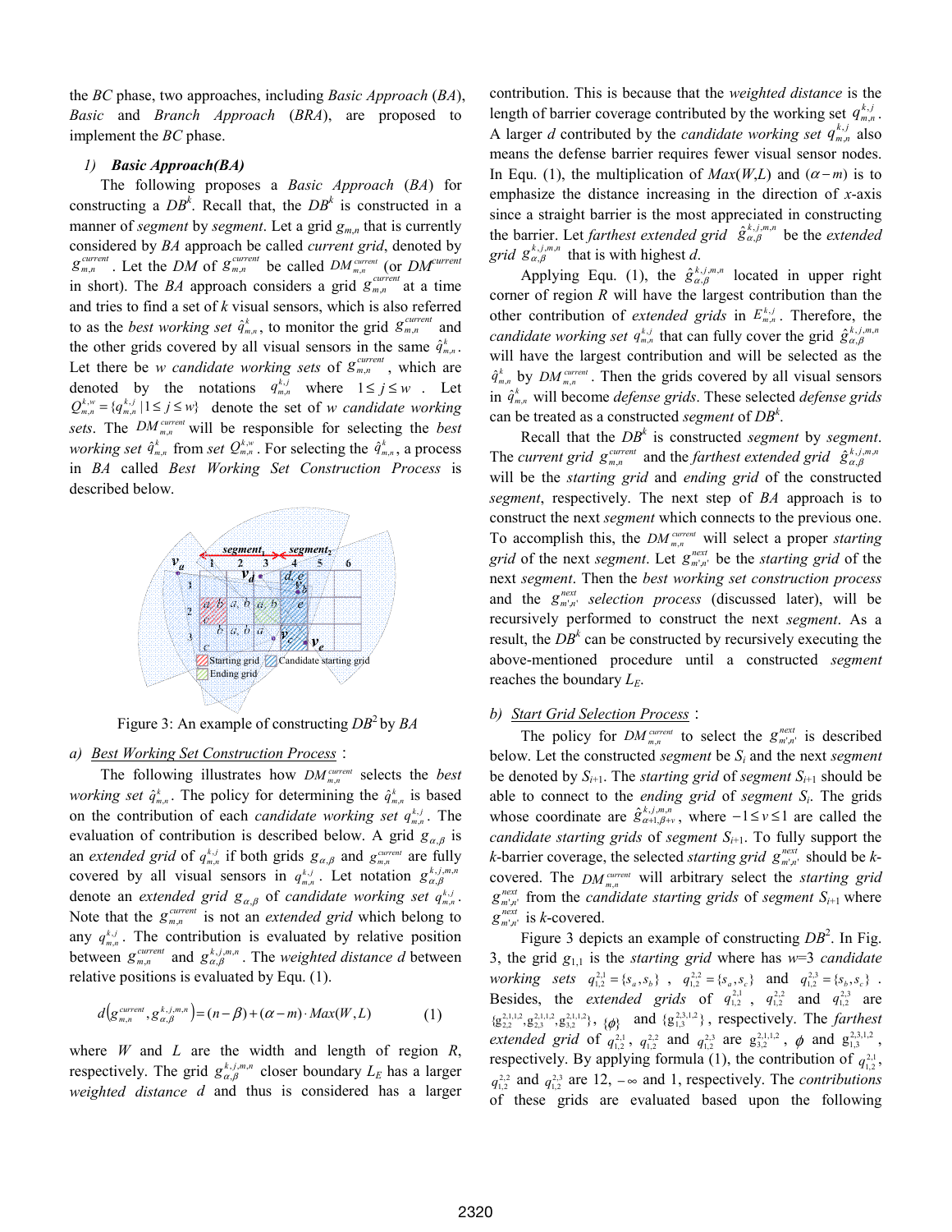the *BC* phase, two approaches, including *Basic Approach* (*BA*), *Basic* and *Branch Approach* (*BRA*), are proposed to implement the *BC* phase.

### 1) Basic Approach(BA)

The following proposes a *Basic Approach* (*BA*) for constructing a $DB^k$. Recall that, the $DB^k$ is constructed in a manner of *segment* by *segment*. Let a grid $g_{m,n}$ that is currently considered by *BA* approach be called *current grid*, denoted by $g_{m,n}^{current}$. Let the *DM* of $g_{m,n}^{current}$ be called $DM_{m,n}^{current}$ (or $DM^{current}$ in short). The *BA* approach considers a grid $g_{m,n}^{current}$ at a time and tries to find a set of *k* visual sensors, which is also referred to as the *best working set* $\hat{q}_{m,n}^{k}$, to monitor the grid $g_{m,n}^{current}$ and the other grids covered by all visual sensors in the same $\hat{q}_{m,n}^{k}$. Let there be *w candidate working sets* of $g_{m,n}^{current}$, which are denoted by the notations $q_{m,n}^{k,j}$ where $1 \le j \le w$. Let $Q_{m,n}^{k,w} = \{q_{m,n}^{k,j} \mid 1 \le j \le w\}$ denote the set of *w candidate working sets*. The $DM_{m,n}^{current}$ will be responsible for selecting the *best working set* $\hat{q}_{m,n}^{k}$ from set $Q_{m,n}^{k,w}$. For selecting the $\hat{q}_{m,n}^{k}$, a process in *BA* called *Best Working Set Construction Process* is described below.

Figure 3: An example of constructing $DB^2$ by *BA*

#### a) Best Working Set Construction Process:

The following illustrates how $DM_{m,n}^{current}$ selects the *best working set* $\hat{q}_{m,n}^{k}$. The policy for determining the $\hat{q}_{m,n}^{k}$ is based on the contribution of each *candidate working set* $q_{m,n}^{k,j}$. The evaluation of contribution is described below. A grid $g_{\alpha,\beta}$ is an *extended grid* of $q_{m,n}^{k,j}$ if both grids $g_{\alpha,\beta}$ and $g_{m,n}^{current}$ are fully covered by all visual sensors in $q_{m,n}^{k,j}$. Let $g_{\alpha,\beta}^{k,j,m,n}$ denote an *extended grid* $g_{\alpha,\beta}$ of *candidate working set* $q_{m,n}^{k,j}$. Note that the $g_{m,n}^{current}$ is not an *extended grid* which belong to any $q_{m,n}^{k,j}$. The contribution is evaluated by relative position between $g_{m,n}^{current}$ and $g_{\alpha,\beta}^{k,j,m,n}$. The *weighted distance d* between relative positions is evaluated by Equ. (1).

$$d\left(g_{m,n}^{current}, g_{\alpha,\beta}^{k,j,m,n}\right) = (n-\beta) + (\alpha - m)\cdot Max(W,L) \qquad (1)$$

where *W* and *L* are the width and length of region *R*, respectively. The grid $g_{\alpha,\beta}^{k,j,m,n}$ closer boundary $L_E$ has a larger *weighted distance d* and thus is considered has a larger contribution. This is because that the *weighted distance* is the length of barrier coverage contributed by the working set $q_{m,n}^{k,j}$. A larger *d* contributed by the *candidate working set* $q_{m,n}^{k,j}$ also means the defense barrier requires fewer visual sensor nodes. In Equ. (1), the multiplication of *Max*(*W*,*L*) and $(\alpha - m)$ is to emphasize the distance increasing in the direction of *x*-axis since a straight barrier is the most appreciated in constructing the barrier. Let *farthest extended grid* $\hat{g}_{\alpha,\beta}^{k,j,m,n}$ be the *extended grid* $g_{\alpha,\beta}^{k,j,m,n}$ that is with highest *d*.

Applying Equ. (1), the $\hat{g}_{\alpha,\beta}^{k,j,m,n}$ located in upper right corner of region *R* will have the largest contribution than the other contribution of *extended grids* in $E_{m,n}^{k,j}$. Therefore, the *candidate working set* $q_{m,n}^{k,j}$ that can fully cover the grid $\hat{g}_{\alpha,\beta}^{k,j,m,n}$ will have the largest contribution and will be selected as the $\hat{q}_{m,n}^{k}$ by $DM_{m,n}^{current}$. Then the grids covered by all visual sensors in $\hat{q}_{m,n}^{k}$ will become *defense grids*. These selected *defense grids* can be treated as a constructed *segment* of $DB^k$.

Recall that the $DB^k$ is constructed *segment* by *segment*. The *current grid* $g_{m,n}^{current}$ and the *farthest extended grid* $\hat{g}_{\alpha,\beta}^{k,j,m,n}$ will be the *starting grid* and *ending grid* of the constructed *segment*, respectively. The next step of *BA* approach is to construct the next *segment* which connects to the previous one. To accomplish this, the $DM_{m,n}^{current}$ will select a proper *starting grid* of the next *segment*. Let $g_{m',n'}^{next}$ be the *starting grid* of the next *segment*. Then the *best working set construction process* and the $g_{m',n'}^{next}$ *selection process* (discussed later), will be recursively performed to construct the next *segment*. As a result, the $DB^k$ can be constructed by recursively executing the above-mentioned procedure until a constructed *segment* reaches the boundary $L_E$.

#### b) Start Grid Selection Process:

The policy for $DM_{m,n}^{current}$ to select the $g_{m',n'}^{next}$ is described below. Let the constructed *segment* be $S_i$ and the next *segment* be denoted by $S_{i+1}$. The *starting grid* of *segment* $S_{i+1}$ should be able to connect to the *ending grid* of *segment* $S_i$. The grids whose coordinate are $\hat{g}_{\alpha+1,\beta+v}^{k,j,m,n}$, where $-1 \le v \le 1$ are called the *candidate starting grids* of *segment* $S_{i+1}$. To fully support the *k*-barrier coverage, the selected *starting grid* $g_{m',n'}^{next}$ should be *k*-covered. The $DM_{m,n}^{current}$ will arbitrary select the *starting grid* $g_{m',n'}^{next}$ from the *candidate starting grids* of *segment* $S_{i+1}$ where $g_{m',n'}^{next}$ is *k*-covered.

Figure 3 depicts an example of constructing $DB^2$. In Fig. 3, the grid $g_{1,1}$ is the *starting grid* where has *w*=3 *candidate working sets* $q_{1,2}^{2,1} = \{s_a, s_b\}$, $q_{1,2}^{2,2} = \{s_a, s_c\}$ and $q_{1,2}^{2,3} = \{s_b, s_c\}$. Besides, the *extended grids* of $q_{1,2}^{2,1}$, $q_{1,2}^{2,2}$ and $q_{1,2}^{2,3}$ are $\{g_{2,2}^{2,1,1,2}, g_{2,3}^{2,1,1,2}, g_{3,2}^{2,1,1,2}\}$, $\{\phi\}$ and $\{g_{1,3}^{2,3,1,2}\}$, respectively. The *farthest extended grid* of $q_{1,2}^{2,1}$, $q_{1,2}^{2,2}$ and $q_{1,2}^{2,3}$ are $g_{3,2}^{2,1,1,2}$, $\phi$ and $g_{1,3}^{2,3,1,2}$, respectively. By applying formula (1), the contribution of $q_{1,2}^{2,1}$, $q_{1,2}^{2,2}$ and $q_{1,2}^{2,3}$ are 12, $-\infty$ and 1, respectively. The *contributions* of these grids are evaluated based upon the following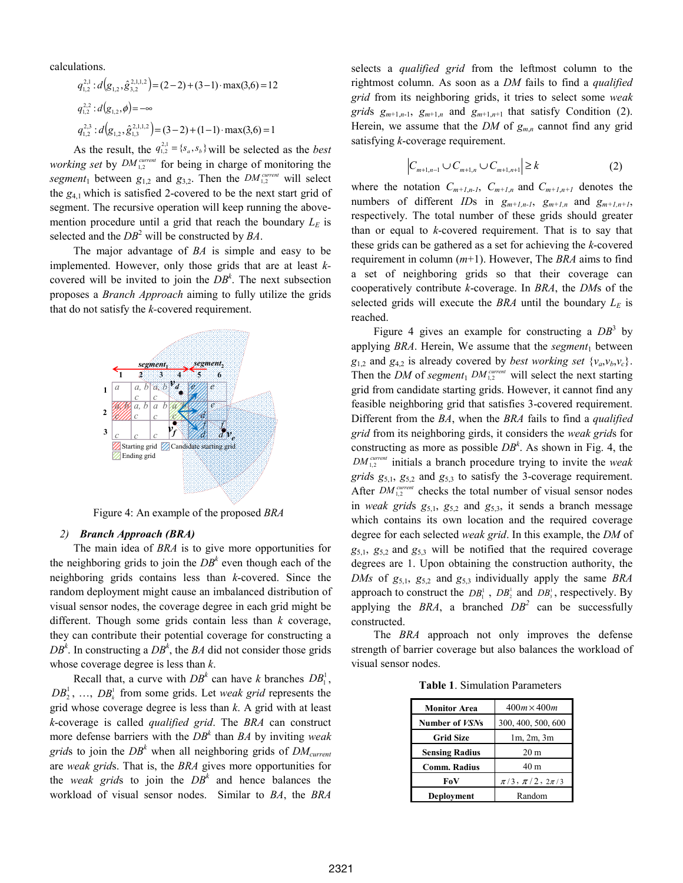calculations.

$$q_{1,2}^{2,1}: d\left(g_{1,2}, \hat{g}_{3,2}^{2,1,1,2}\right) = (2-2) + (3-1)\cdot \max(3,6) = 12$$

$$q_{1,2}^{2,2}: d\left(g_{1,2}, \phi\right) = -\infty$$

$$q_{1,2}^{2,3}: d\left(g_{1,2}, \hat{g}_{1,3}^{2,1,1,2}\right) = (3-2) + (1-1)\cdot \max(3,6) = 1$$

As the result, the $q_{1,2}^{2,1} = \{s_a, s_b\}$ will be selected as the *best working set* by $DM_{1,2}^{current}$ for being in charge of monitoring the *segment*$_1$ between $g_{1,2}$ and $g_{3,2}$. Then the $DM_{1,2}^{current}$ will select the $g_{4,1}$ which is satisfied 2-covered to be the next start grid of segment. The recursive operation will keep running the above-mention procedure until a grid that reach the boundary $L_E$ is selected and the $DB^2$ will be constructed by *BA*.

The major advantage of *BA* is simple and easy to be implemented. However, only those grids that are at least *k*-covered will be invited to join the $DB^k$. The next subsection proposes a *Branch Approach* aiming to fully utilize the grids that do not satisfy the *k*-covered requirement.

Figure 4: An example of the proposed *BRA*

#### 2) Branch Approach (BRA)

The main idea of *BRA* is to give more opportunities for the neighboring grids to join the $DB^k$ even though each of the neighboring grids contains less than *k*-covered. Since the random deployment might cause an imbalanced distribution of visual sensor nodes, the coverage degree in each grid might be different. Though some grids contain less than *k* coverage, they can contribute their potential coverage for constructing a $DB^k$. In constructing a $DB^k$, the *BA* did not consider those grids whose coverage degree is less than *k*.

Recall that, a curve with $DB^k$ can have *k* branches $DB_1^1$, $DB_2^1$, …, $DB_k^1$ from some grids. Let *weak grid* represents the grid whose coverage degree is less than *k*. A grid with at least *k*-coverage is called *qualified grid*. The *BRA* can construct more defense barriers with the $DB^k$ than *BA* by inviting *weak grid*s to join the $DB^k$ when all neighboring grids of $DM_{current}$ are *weak grid*s. That is, the *BRA* gives more opportunities for the *weak grid*s to join the $DB^k$ and hence balances the workload of visual sensor nodes. Similar to *BA*, the *BRA* selects a *qualified grid* from the leftmost column to the rightmost column. As soon as a *DM* fails to find a *qualified grid* from its neighboring grids, it tries to select some *weak grids* $g_{m+1,n-1}$, $g_{m+1,n}$ and $g_{m+1,n+1}$ that satisfy Condition (2). Herein, we assume that the *DM* of $g_{m,n}$ cannot find any grid satisfying *k*-coverage requirement.

$$\left|C_{m+1,n-1} \cup C_{m+1,n} \cup C_{m+1,n+1}\right| \geq k \qquad (2)$$

where the notation $C_{m+1,n-1}$, $C_{m+1,n}$ and $C_{m+1,n+1}$ denotes the numbers of different *IDs* in $g_{m+1,n-1}$, $g_{m+1,n}$ and $g_{m+1,n+1}$, respectively. The total number of these grids should greater than or equal to *k*-covered requirement. That is to say that these grids can be gathered as a set for achieving the *k*-covered requirement in column (*m*+1). However, The *BRA* aims to find a set of neighboring grids so that their coverage can cooperatively contribute *k*-coverage. In *BRA*, the *DM*s of the selected grids will execute the *BRA* until the boundary $L_E$ is reached.

Figure 4 gives an example for constructing a $DB^3$ by applying *BRA*. Herein, We assume that the *segment*$_1$ between $g_{1,2}$ and $g_{4,2}$ is already covered by *best working set* $\{v_a, v_b, v_c\}$. Then the *DM* of *segment*$_1$ $DM_{1,2}^{current}$ will select the next starting grid from candidate starting grids. However, it cannot find any feasible neighboring grid that satisfies 3-covered requirement. Different from the *BA*, when the *BRA* fails to find a *qualified grid* from its neighboring girds, it considers the *weak grids* for constructing as more as possible $DB^k$. As shown in Fig. 4, the $DM_{1,2}^{current}$ initials a branch procedure trying to invite the *weak grids* $g_{5,1}$, $g_{5,2}$ and $g_{5,3}$ to satisfy the 3-coverage requirement. After $DM_{1,2}^{current}$ checks the total number of visual sensor nodes in *weak grids* $g_{5,1}$, $g_{5,2}$ and $g_{5,3}$, it sends a branch message which contains its own location and the required coverage degree for each selected *weak grid*. In this example, the *DM* of $g_{5,1}$, $g_{5,2}$ and $g_{5,3}$ will be notified that the required coverage degrees are 1. Upon obtaining the construction authority, the *DMs* of $g_{5,1}$, $g_{5,2}$ and $g_{5,3}$ individually apply the same *BRA* approach to construct the $DB_1^1$, $DB_2^1$ and $DB_3^1$, respectively. By applying the *BRA*, a branched $DB^2$ can be successfully constructed.

The *BRA* approach not only improves the defense strength of barrier coverage but also balances the workload of visual sensor nodes.

**Table 1**. Simulation Parameters

| | |
|---|---|
| **Monitor Area** | $400m \times 400m$ |
| **Number of *VSNs*** | 300, 400, 500, 600 |
| **Grid Size** | 1m, 2m, 3m |
| **Sensing Radius** | 20 m |
| **Comm. Radius** | 40 m |
| **FoV** | $\pi/3$, $\pi/2$, $2\pi/3$ |
| **Deployment** | Random |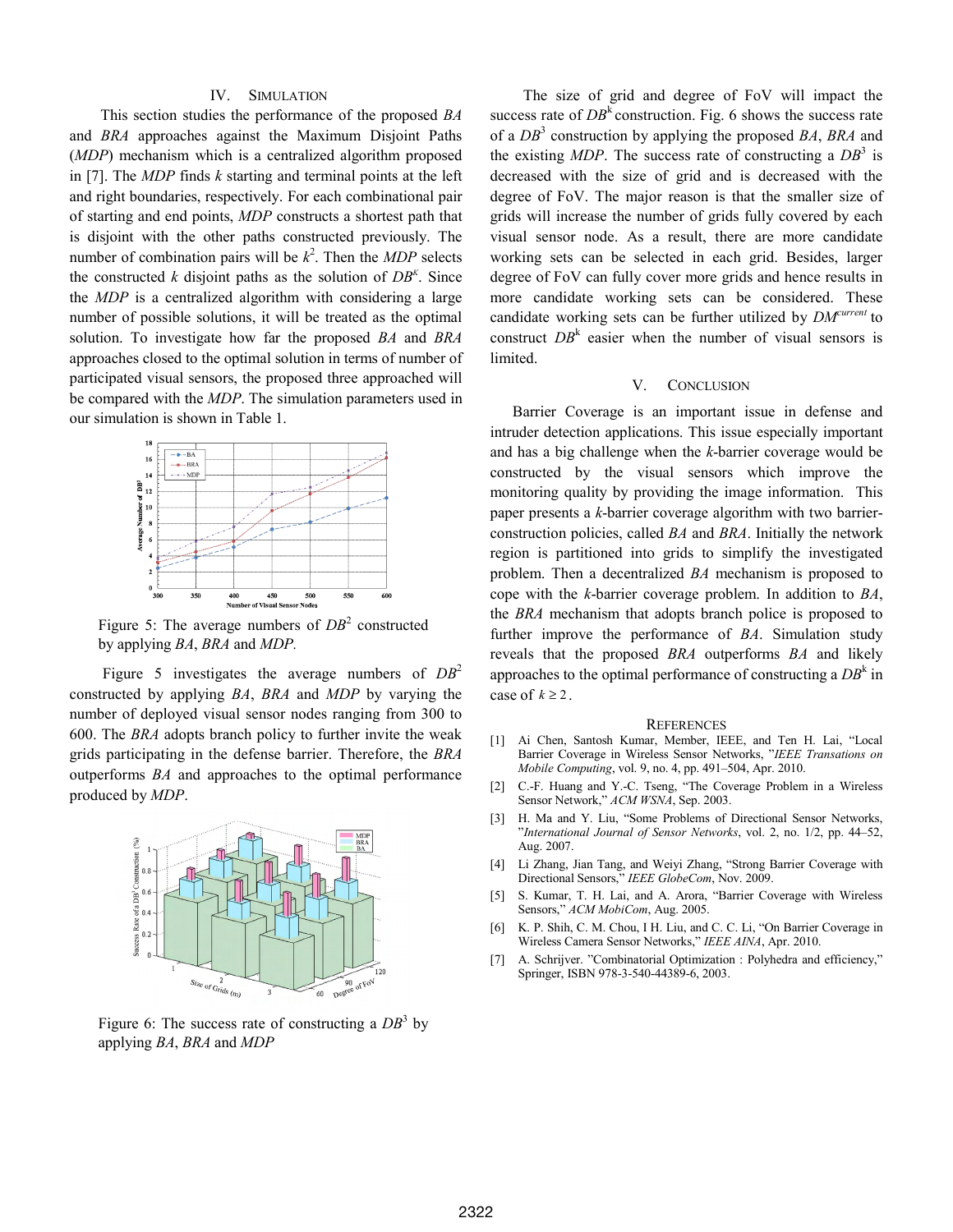## IV. SIMULATION

This section studies the performance of the proposed *BA* and *BRA* approaches against the Maximum Disjoint Paths (*MDP*) mechanism which is a centralized algorithm proposed in [7]. The *MDP* finds *k* starting and terminal points at the left and right boundaries, respectively. For each combinational pair of starting and end points, *MDP* constructs a shortest path that is disjoint with the other paths constructed previously. The number of combination pairs will be $k^2$. Then the *MDP* selects the constructed *k* disjoint paths as the solution of $DB^K$. Since the *MDP* is a centralized algorithm with considering a large number of possible solutions, it will be treated as the optimal solution. To investigate how far the proposed *BA* and *BRA* approaches closed to the optimal solution in terms of number of participated visual sensors, the proposed three approached will be compared with the *MDP*. The simulation parameters used in our simulation is shown in Table 1.

Average Number of DB²
18
16
14
12
10
8
6
4
2
0
300 350 400 450 500 550 600
Number of Visual Sensor Nodes
BA
BRA
MDP

Figure 5: The average numbers of $DB^2$ constructed by applying *BA*, *BRA* and *MDP*.

Figure 5 investigates the average numbers of $DB^2$ constructed by applying *BA*, *BRA* and *MDP* by varying the number of deployed visual sensor nodes ranging from 300 to 600. The *BRA* adopts branch policy to further invite the weak grids participating in the defense barrier. Therefore, the *BRA* outperforms *BA* and approaches to the optimal performance produced by *MDP*.

Success Rate of a DB³ Construction (%)
0
0.2
0.4
0.6
0.8
1
Size of Grids (m)
1
2
3
Degree of FoV
60
90
120
MDP
BRA
BA

Figure 6: The success rate of constructing a $DB^3$ by applying *BA*, *BRA* and *MDP*

The size of grid and degree of FoV will impact the success rate of $DB^k$ construction. Fig. 6 shows the success rate of a $DB^3$ construction by applying the proposed *BA*, *BRA* and the existing *MDP*. The success rate of constructing a $DB^3$ is decreased with the size of grid and is decreased with the degree of FoV. The major reason is that the smaller size of grids will increase the number of grids fully covered by each visual sensor node. As a result, there are more candidate working sets can be selected in each grid. Besides, larger degree of FoV can fully cover more grids and hence results in more candidate working sets can be considered. These candidate working sets can be further utilized by $DM^{current}$ to construct $DB^k$ easier when the number of visual sensors is limited.

## V. CONCLUSION

Barrier Coverage is an important issue in defense and intruder detection applications. This issue especially important and has a big challenge when the *k*-barrier coverage would be constructed by the visual sensors which improve the monitoring quality by providing the image information. This paper presents a *k*-barrier coverage algorithm with two barrier-construction policies, called *BA* and *BRA*. Initially the network region is partitioned into grids to simplify the investigated problem. Then a decentralized *BA* mechanism is proposed to cope with the *k*-barrier coverage problem. In addition to *BA*, the *BRA* mechanism that adopts branch police is proposed to further improve the performance of *BA*. Simulation study reveals that the proposed *BRA* outperforms *BA* and likely approaches to the optimal performance of constructing a $DB^k$ in case of $k \geq 2$.

## REFERENCES

[1] Ai Chen, Santosh Kumar, Member, IEEE, and Ten H. Lai, "Local Barrier Coverage in Wireless Sensor Networks, "*IEEE Transations on Mobile Computing*, vol. 9, no. 4, pp. 491–504, Apr. 2010.

[2] C.-F. Huang and Y.-C. Tseng, "The Coverage Problem in a Wireless Sensor Network," *ACM WSNA*, Sep. 2003.

[3] H. Ma and Y. Liu, "Some Problems of Directional Sensor Networks, "*International Journal of Sensor Networks*, vol. 2, no. 1/2, pp. 44–52, Aug. 2007.

[4] Li Zhang, Jian Tang, and Weiyi Zhang, "Strong Barrier Coverage with Directional Sensors," *IEEE GlobeCom*, Nov. 2009.

[5] S. Kumar, T. H. Lai, and A. Arora, "Barrier Coverage with Wireless Sensors," *ACM MobiCom*, Aug. 2005.

[6] K. P. Shih, C. M. Chou, I H. Liu, and C. C. Li, "On Barrier Coverage in Wireless Camera Sensor Networks," *IEEE AINA*, Apr. 2010.

[7] A. Schrijver. "Combinatorial Optimization : Polyhedra and efficiency," Springer, ISBN 978-3-540-44389-6, 2003.